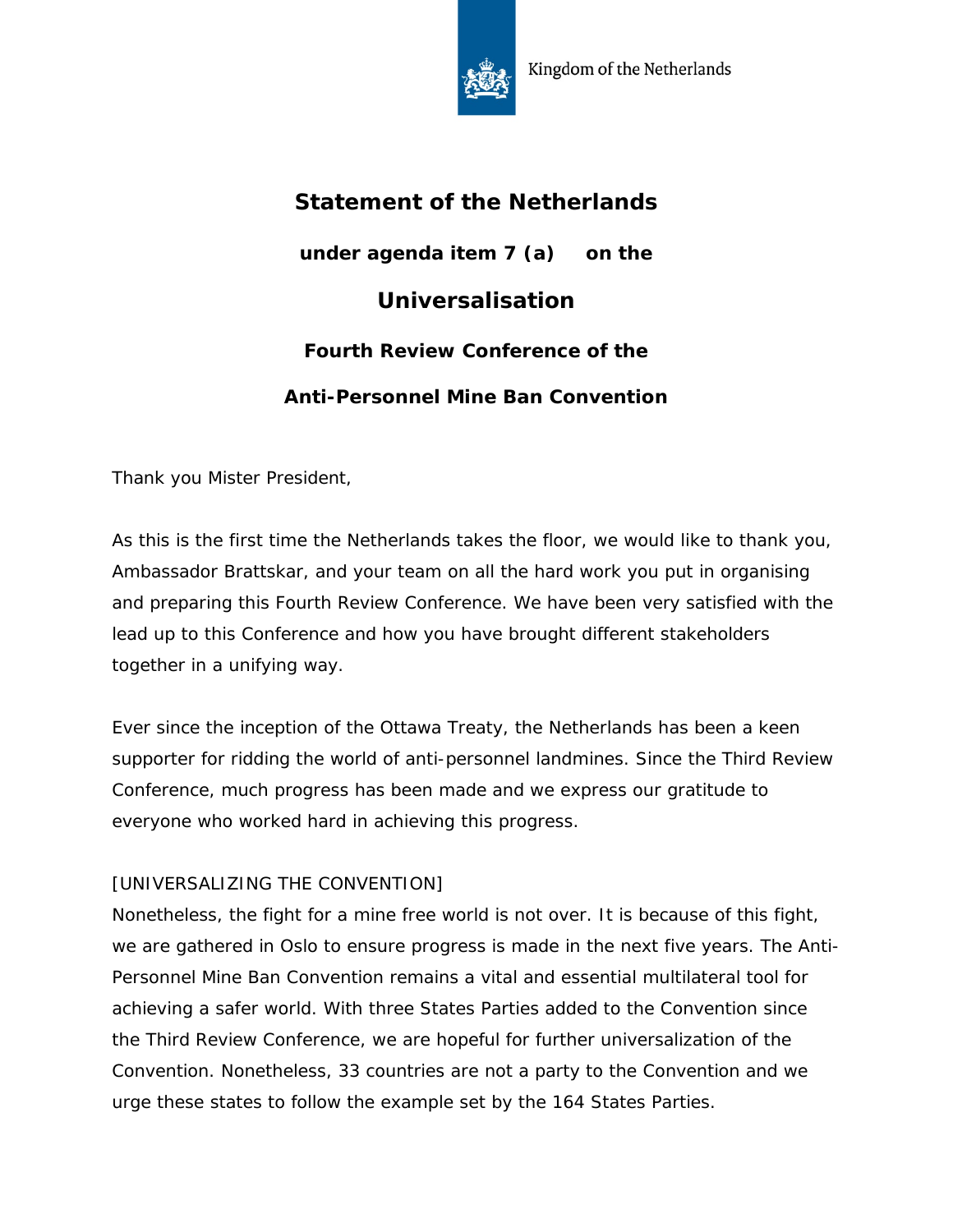Kingdom of the Netherlands

# Statement of the Netherlands

### under agenda item 7 (a) on the

## Universalisation

### Fourth Review Conference of the

### Anti-Personnel Mine Ban Convention

Thank you Mister President,

As this is the first time the Netherlands takes the floor, we would like to thank you, Ambassador Brattskar, and your team on all the hard work you put in organising and preparing this Fourth Review Conference. We have been very satisfied with the lead up to this Conference and how you have brought different stakeholders together in a unifying way.

Ever since the inception of the Ottawa Treaty, the Netherlands has been a keen supporter for ridding the world of anti-personnel landmines. Since the Third Review Conference, much progress has been made and we express our gratitude to everyone who worked hard in achieving this progress.

[UNIVERSALIZING THE CONVENTION]

Nonetheless, the fight for a mine free world is not over. It is because of this fight, we are gathered in Oslo to ensure progress is made in the next five years. The Anti-Personnel Mine Ban Convention remains a vital and essential multilateral tool for achieving a safer world. With three States Parties added to the Convention since the Third Review Conference, we are hopeful for further universalization of the Convention. Nonetheless, 33 countries are not a party to the Convention and we urge these states to follow the example set by the 164 States Parties.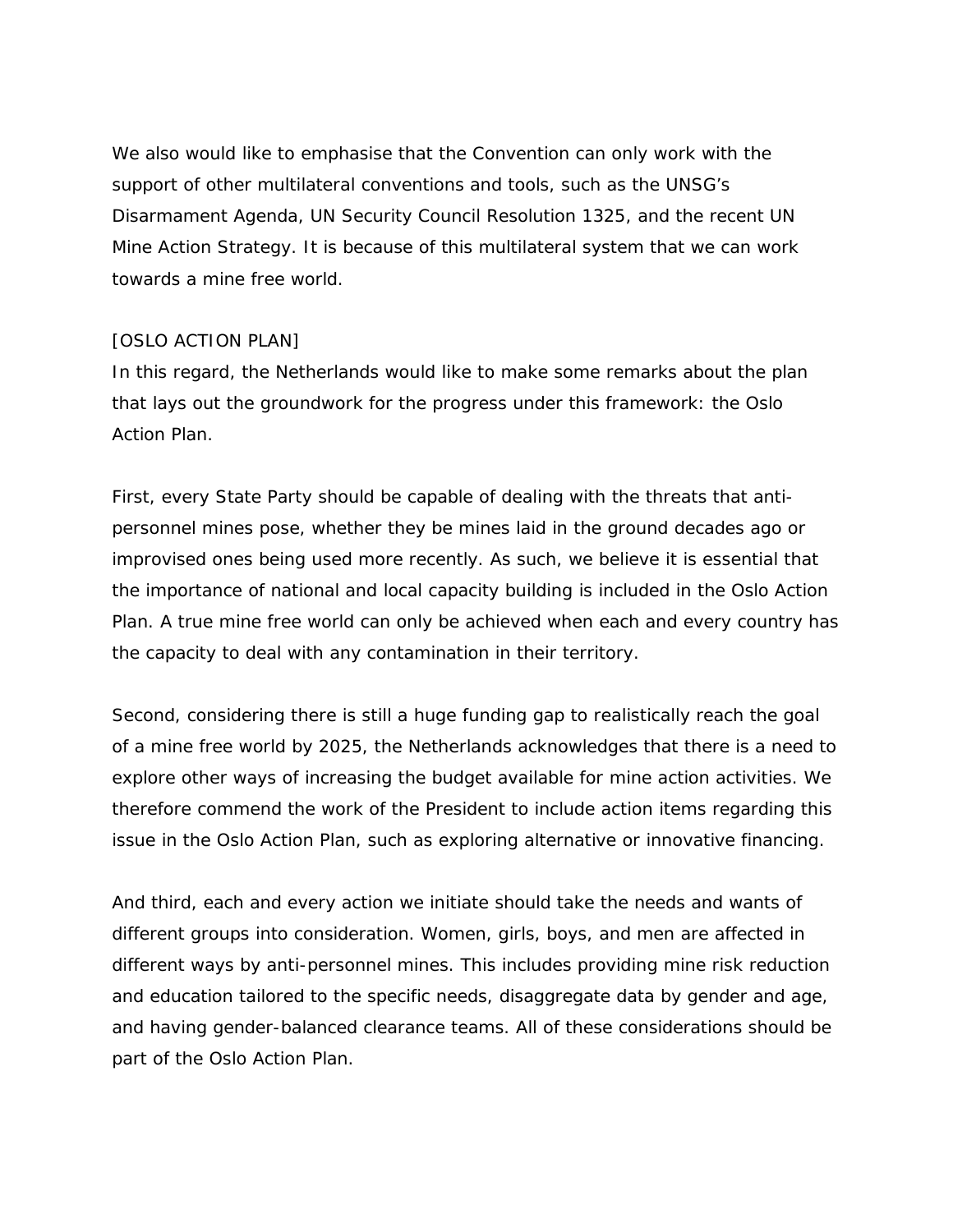We also would like to emphasise that the Convention can only work with the support of other multilateral conventions and tools, such as the UNSG's Disarmament Agenda, UN Security Council Resolution 1325, and the recent UN Mine Action Strategy. It is because of this multilateral system that we can work towards a mine free world.

[OSLO ACTION PLAN]
In this regard, the Netherlands would like to make some remarks about the plan that lays out the groundwork for the progress under this framework: the Oslo Action Plan.

First, every State Party should be capable of dealing with the threats that anti-personnel mines pose, whether they be mines laid in the ground decades ago or improvised ones being used more recently. As such, we believe it is essential that the importance of national and local capacity building is included in the Oslo Action Plan. A true mine free world can only be achieved when each and every country has the capacity to deal with any contamination in their territory.

Second, considering there is still a huge funding gap to realistically reach the goal of a mine free world by 2025, the Netherlands acknowledges that there is a need to explore other ways of increasing the budget available for mine action activities. We therefore commend the work of the President to include action items regarding this issue in the Oslo Action Plan, such as exploring alternative or innovative financing.

And third, each and every action we initiate should take the needs and wants of different groups into consideration. Women, girls, boys, and men are affected in different ways by anti-personnel mines. This includes providing mine risk reduction and education tailored to the specific needs, disaggregate data by gender and age, and having gender-balanced clearance teams. All of these considerations should be part of the Oslo Action Plan.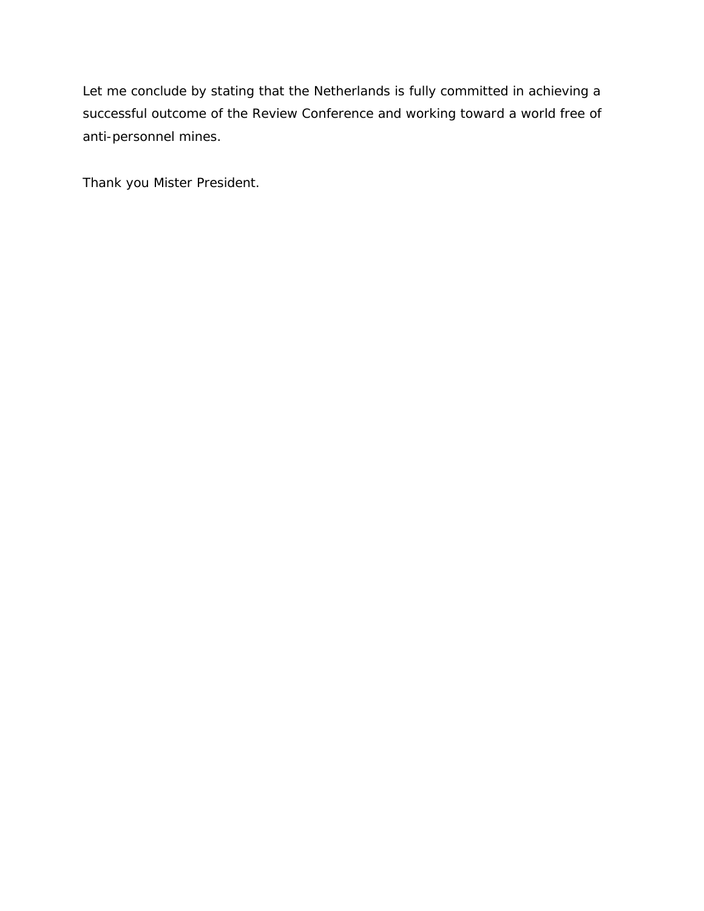Let me conclude by stating that the Netherlands is fully committed in achieving a successful outcome of the Review Conference and working toward a world free of anti-personnel mines.

Thank you Mister President.